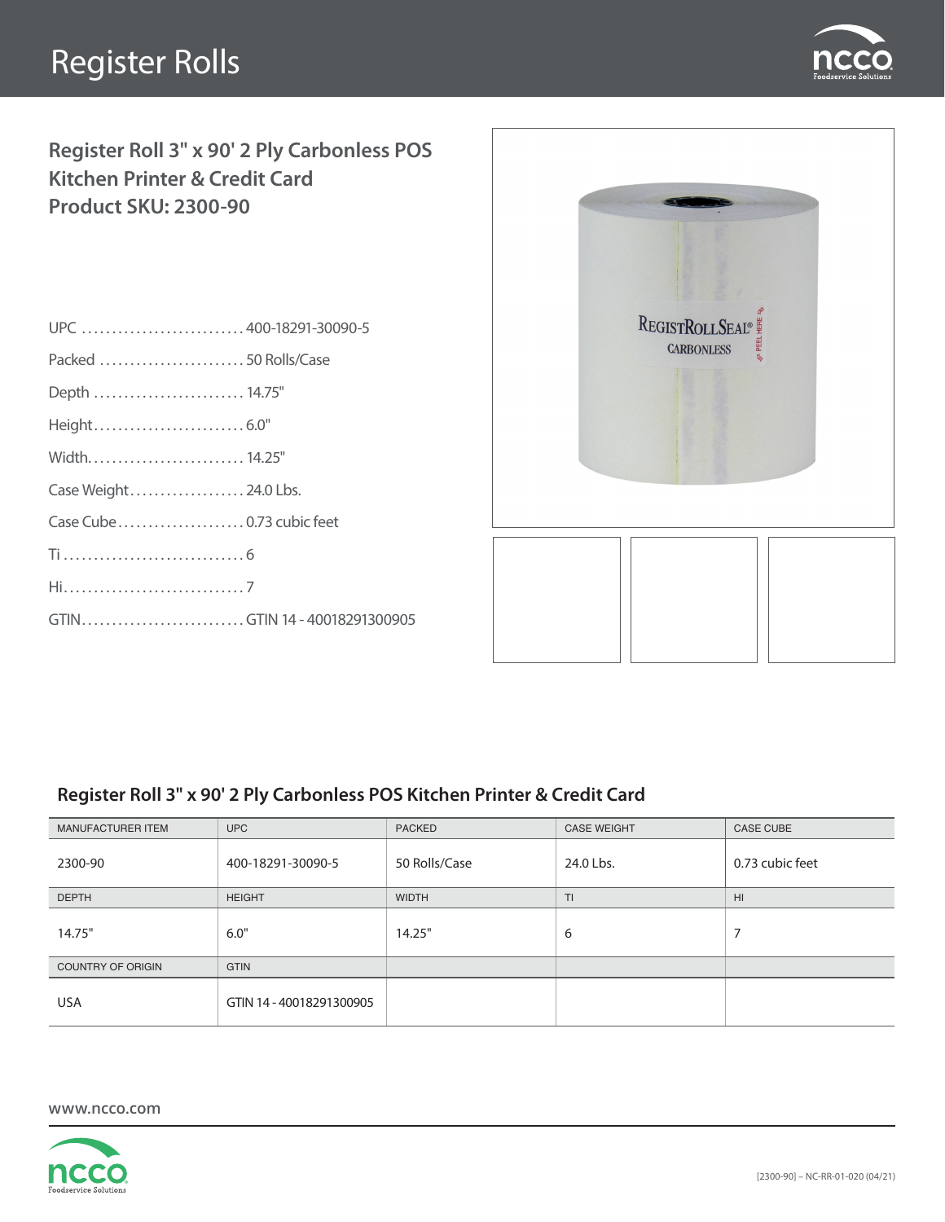# Register Rolls

## Register Roll 3" x 90' 2 Ply Carbonless POS Kitchen Printer & Credit Card
## Product SKU: 2300-90

UPC ........................... 400-18291-30090-5
Packed ........................ 50 Rolls/Case
Depth ......................... 14.75"
Height......................... 6.0"
Width.......................... 14.25"
Case Weight................... 24.0 Lbs.
Case Cube..................... 0.73 cubic feet
Ti .............................. 6
Hi.............................. 7
GTIN........................... GTIN 14 - 40018291300905

### Register Roll 3" x 90' 2 Ply Carbonless POS Kitchen Printer & Credit Card

| MANUFACTURER ITEM | UPC | PACKED | CASE WEIGHT | CASE CUBE |
|---|---|---|---|---|
| 2300-90 | 400-18291-30090-5 | 50 Rolls/Case | 24.0 Lbs. | 0.73 cubic feet |
| DEPTH | HEIGHT | WIDTH | TI | HI |
| 14.75" | 6.0" | 14.25" | 6 | 7 |
| COUNTRY OF ORIGIN | GTIN | | | |
| USA | GTIN 14 - 40018291300905 | | | |

www.ncco.com

[2300-90] – NC-RR-01-020 (04/21)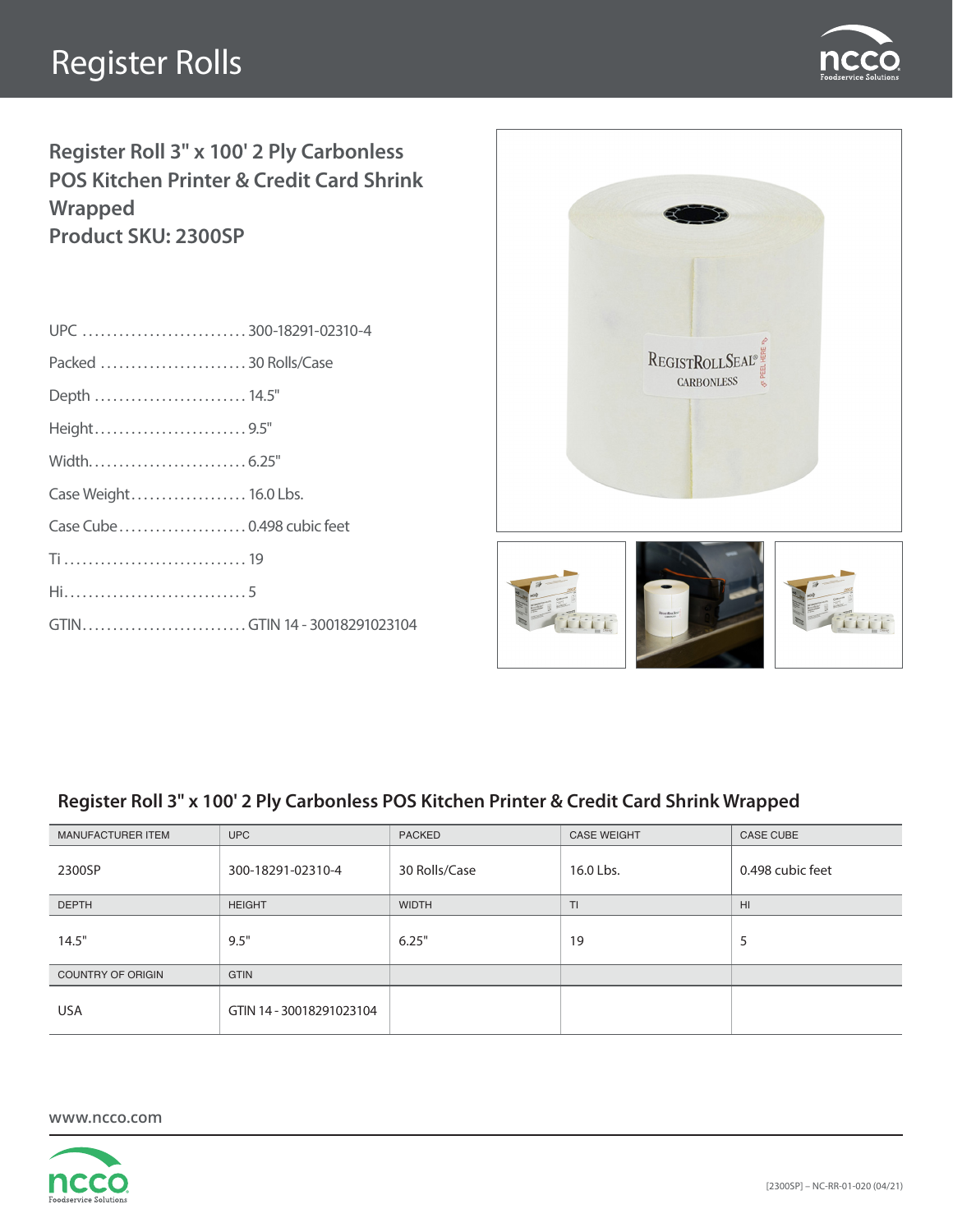# Register Rolls

## Register Roll 3" x 100' 2 Ply Carbonless POS Kitchen Printer & Credit Card Shrink Wrapped
## Product SKU: 2300SP

UPC ........................... 300-18291-02310-4

Packed ........................ 30 Rolls/Case

Depth ......................... 14.5"

Height......................... 9.5"

Width.......................... 6.25"

Case Weight................... 16.0 Lbs.

Case Cube..................... 0.498 cubic feet

Ti .............................. 19

Hi.............................. 5

GTIN........................... GTIN 14 - 30018291023104

### Register Roll 3" x 100' 2 Ply Carbonless POS Kitchen Printer & Credit Card Shrink Wrapped

| MANUFACTURER ITEM | UPC | PACKED | CASE WEIGHT | CASE CUBE |
|---|---|---|---|---|
| 2300SP | 300-18291-02310-4 | 30 Rolls/Case | 16.0 Lbs. | 0.498 cubic feet |
| DEPTH | HEIGHT | WIDTH | TI | HI |
| 14.5" | 9.5" | 6.25" | 19 | 5 |
| COUNTRY OF ORIGIN | GTIN | | | |
| USA | GTIN 14 - 30018291023104 | | | |

www.ncco.com

[2300SP] – NC-RR-01-020 (04/21)